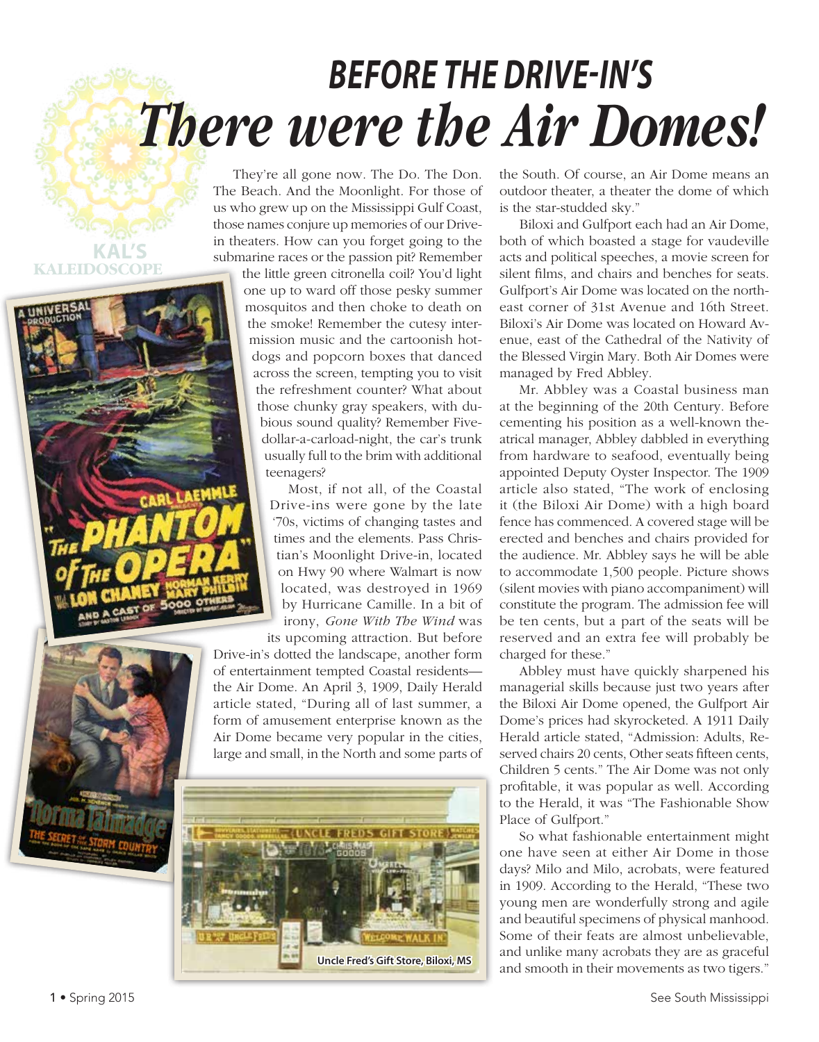# BEFORE THE DRIVE-IN'S

# *There were the Air Domes!*

KAL'S KALEIDOSCOPE

They're all gone now. The Do. The Don. The Beach. And the Moonlight. For those of us who grew up on the Mississippi Gulf Coast, those names conjure up memories of our Drive-in theaters. How can you forget going to the submarine races or the passion pit? Remember the little green citronella coil? You'd light one up to ward off those pesky summer mosquitos and then choke to death on the smoke! Remember the cutesy intermission music and the cartoonish hotdogs and popcorn boxes that danced across the screen, tempting you to visit the refreshment counter? What about those chunky gray speakers, with dubious sound quality? Remember Five-dollar-a-carload-night, the car's trunk usually full to the brim with additional teenagers?

Most, if not all, of the Coastal Drive-ins were gone by the late '70s, victims of changing tastes and times and the elements. Pass Christian's Moonlight Drive-in, located on Hwy 90 where Walmart is now located, was destroyed in 1969 by Hurricane Camille. In a bit of irony, *Gone With The Wind* was its upcoming attraction. But before Drive-in's dotted the landscape, another form of entertainment tempted Coastal residents—the Air Dome. An April 3, 1909, Daily Herald article stated, "During all of last summer, a form of amusement enterprise known as the Air Dome became very popular in the cities, large and small, in the North and some parts of the South. Of course, an Air Dome means an outdoor theater, a theater the dome of which is the star-studded sky."

Biloxi and Gulfport each had an Air Dome, both of which boasted a stage for vaudeville acts and political speeches, a movie screen for silent films, and chairs and benches for seats. Gulfport's Air Dome was located on the northeast corner of 31st Avenue and 16th Street. Biloxi's Air Dome was located on Howard Avenue, east of the Cathedral of the Nativity of the Blessed Virgin Mary. Both Air Domes were managed by Fred Abbley.

Mr. Abbley was a Coastal business man at the beginning of the 20th Century. Before cementing his position as a well-known theatrical manager, Abbley dabbled in everything from hardware to seafood, eventually being appointed Deputy Oyster Inspector. The 1909 article also stated, "The work of enclosing it (the Biloxi Air Dome) with a high board fence has commenced. A covered stage will be erected and benches and chairs provided for the audience. Mr. Abbley says he will be able to accommodate 1,500 people. Picture shows (silent movies with piano accompaniment) will constitute the program. The admission fee will be ten cents, but a part of the seats will be reserved and an extra fee will probably be charged for these."

Abbley must have quickly sharpened his managerial skills because just two years after the Biloxi Air Dome opened, the Gulfport Air Dome's prices had skyrocketed. A 1911 Daily Herald article stated, "Admission: Adults, Reserved chairs 20 cents, Other seats fifteen cents, Children 5 cents." The Air Dome was not only profitable, it was popular as well. According to the Herald, it was "The Fashionable Show Place of Gulfport."

So what fashionable entertainment might one have seen at either Air Dome in those days? Milo and Milo, acrobats, were featured in 1909. According to the Herald, "These two young men are wonderfully strong and agile and beautiful specimens of physical manhood. Some of their feats are almost unbelievable, and unlike many acrobats they are as graceful and smooth in their movements as two tigers."

Uncle Fred's Gift Store, Biloxi, MS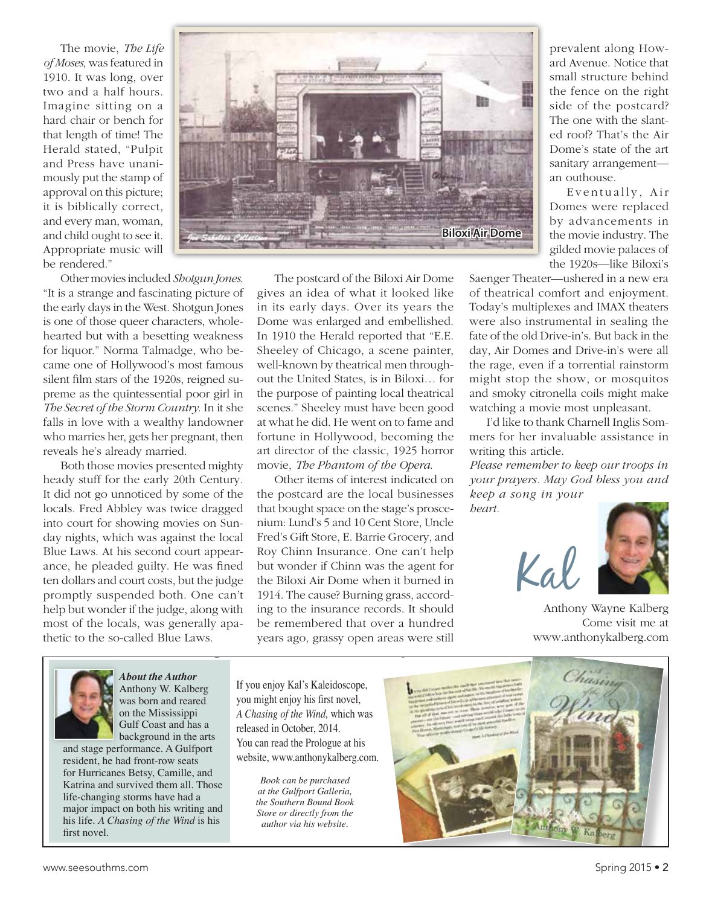The movie, *The Life of Moses*, was featured in 1910. It was long, over two and a half hours. Imagine sitting on a hard chair or bench for that length of time! The Herald stated, "Pulpit and Press have unanimously put the stamp of approval on this picture; it is biblically correct, and every man, woman, and child ought to see it. Appropriate music will be rendered."

Biloxi Air Dome

Other movies included *Shotgun Jones*. "It is a strange and fascinating picture of the early days in the West. Shotgun Jones is one of those queer characters, wholehearted but with a besetting weakness for liquor." Norma Talmadge, who became one of Hollywood's most famous silent film stars of the 1920s, reigned supreme as the quintessential poor girl in *The Secret of the Storm Country*. In it she falls in love with a wealthy landowner who marries her, gets her pregnant, then reveals he's already married.

Both those movies presented mighty heady stuff for the early 20th Century. It did not go unnoticed by some of the locals. Fred Abbley was twice dragged into court for showing movies on Sunday nights, which was against the local Blue Laws. At his second court appearance, he pleaded guilty. He was fined ten dollars and court costs, but the judge promptly suspended both. One can't help but wonder if the judge, along with most of the locals, was generally apathetic to the so-called Blue Laws.

The postcard of the Biloxi Air Dome gives an idea of what it looked like in its early days. Over its years the Dome was enlarged and embellished. In 1910 the Herald reported that "E.E. Sheeley of Chicago, a scene painter, well-known by theatrical men throughout the United States, is in Biloxi… for the purpose of painting local theatrical scenes." Sheeley must have been good at what he did. He went on to fame and fortune in Hollywood, becoming the art director of the classic, 1925 horror movie, *The Phantom of the Opera*.

Other items of interest indicated on the postcard are the local businesses that bought space on the stage's proscenium: Lund's 5 and 10 Cent Store, Uncle Fred's Gift Store, E. Barrie Grocery, and Roy Chinn Insurance. One can't help but wonder if Chinn was the agent for the Biloxi Air Dome when it burned in 1914. The cause? Burning grass, according to the insurance records. It should be remembered that over a hundred years ago, grassy open areas were still prevalent along Howard Avenue. Notice that small structure behind the fence on the right side of the postcard? The one with the slanted roof? That's the Air Dome's state of the art sanitary arrangement—an outhouse.

Eventually, Air Domes were replaced by advancements in the movie industry. The gilded movie palaces of the 1920s—like Biloxi's Saenger Theater—ushered in a new era of theatrical comfort and enjoyment. Today's multiplexes and IMAX theaters were also instrumental in sealing the fate of the old Drive-in's. But back in the day, Air Domes and Drive-in's were all the rage, even if a torrential rainstorm might stop the show, or mosquitos and smoky citronella coils might make watching a movie most unpleasant.

I'd like to thank Charnell Inglis Sommers for her invaluable assistance in writing this article.

*Please remember to keep our troops in your prayers. May God bless you and keep a song in your heart.*

Kal

Anthony Wayne Kalberg
Come visit me at
www.anthonykalberg.com

***About the Author***
Anthony W. Kalberg was born and reared on the Mississippi Gulf Coast and has a background in the arts and stage performance. A Gulfport resident, he had front-row seats for Hurricanes Betsy, Camille, and Katrina and survived them all. Those life-changing storms have had a major impact on both his writing and his life. *A Chasing of the Wind* is his first novel.

If you enjoy Kal's Kaleidoscope, you might enjoy his first novel, *A Chasing of the Wind,* which was released in October, 2014. You can read the Prologue at his website, www.anthonykalberg.com.

*Book can be purchased at the Gulfport Galleria, the Southern Bound Book Store or directly from the author via his website.*